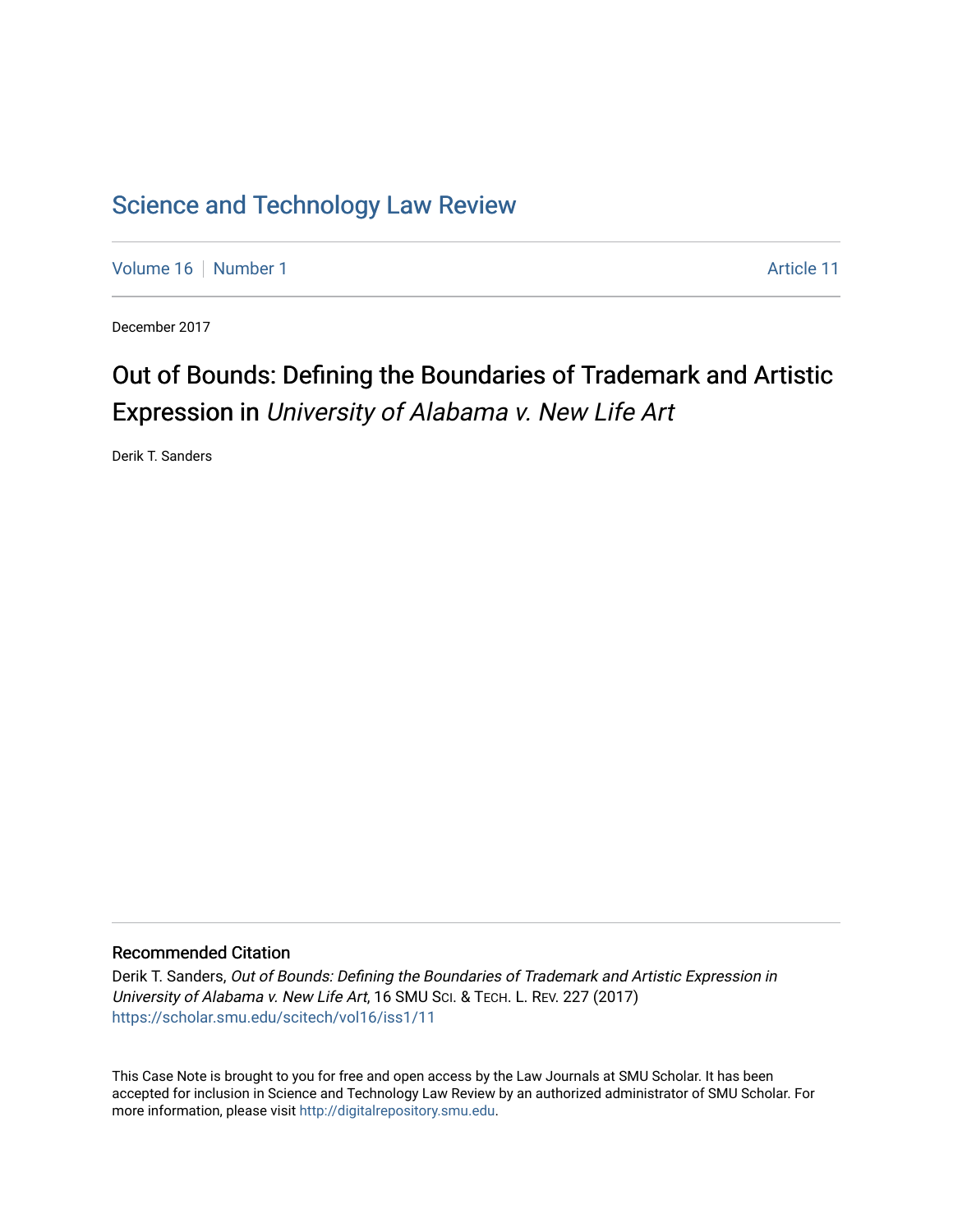# Science and Technology Law Review

Volume 16 | Number 1 Article 11

December 2017

## Out of Bounds: Defining the Boundaries of Trademark and Artistic Expression in *University of Alabama v. New Life Art*

Derik T. Sanders

### Recommended Citation

Derik T. Sanders, *Out of Bounds: Defining the Boundaries of Trademark and Artistic Expression in University of Alabama v. New Life Art*, 16 SMU SCI. & TECH. L. REV. 227 (2017)
https://scholar.smu.edu/scitech/vol16/iss1/11

This Case Note is brought to you for free and open access by the Law Journals at SMU Scholar. It has been accepted for inclusion in Science and Technology Law Review by an authorized administrator of SMU Scholar. For more information, please visit http://digitalrepository.smu.edu.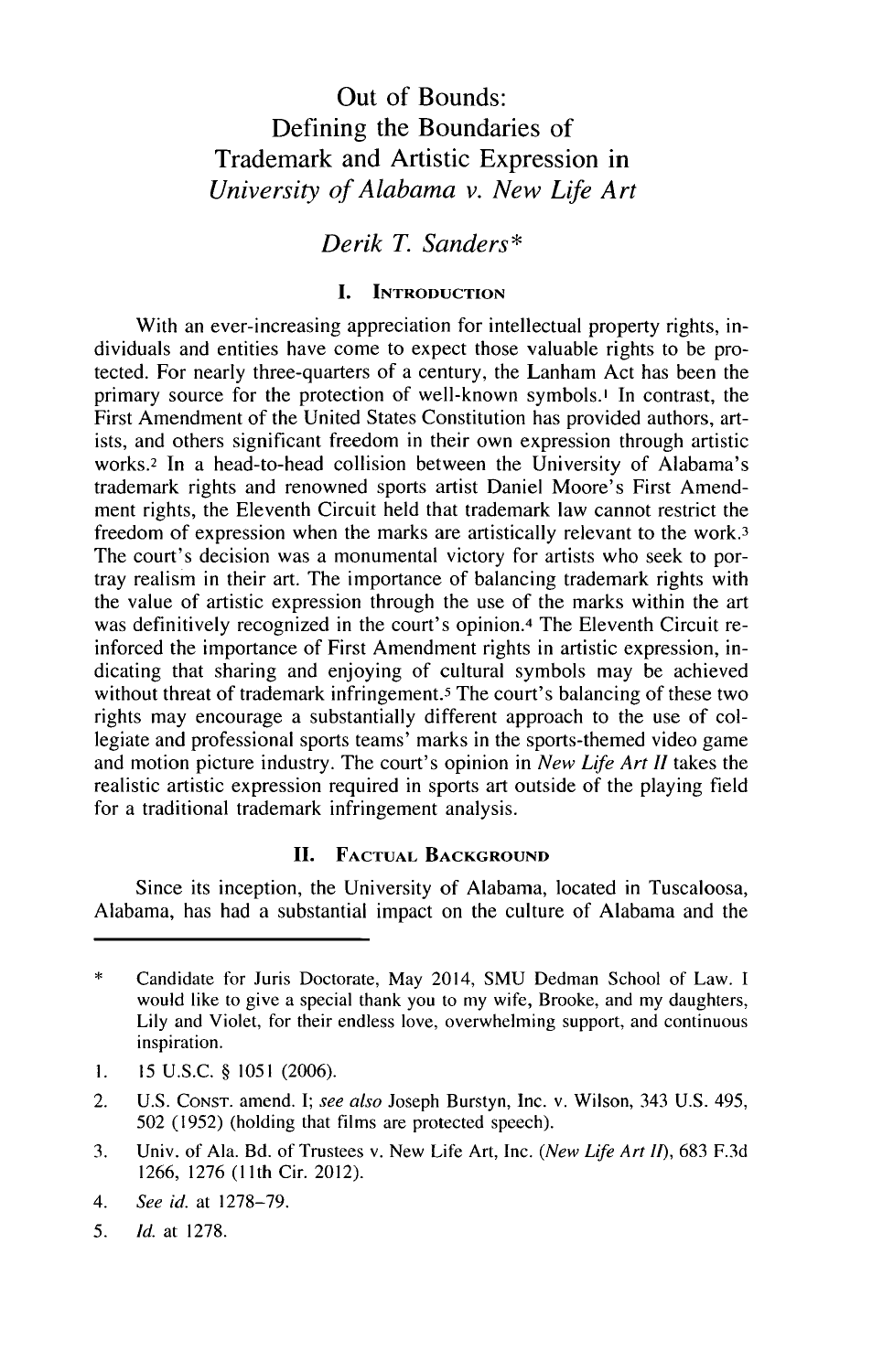# Out of Bounds: Defining the Boundaries of Trademark and Artistic Expression in *University of Alabama v. New Life Art*

*Derik T. Sanders\**

## I. Introduction

With an ever-increasing appreciation for intellectual property rights, individuals and entities have come to expect those valuable rights to be protected. For nearly three-quarters of a century, the Lanham Act has been the primary source for the protection of well-known symbols.[1] In contrast, the First Amendment of the United States Constitution has provided authors, artists, and others significant freedom in their own expression through artistic works.[2] In a head-to-head collision between the University of Alabama's trademark rights and renowned sports artist Daniel Moore's First Amendment rights, the Eleventh Circuit held that trademark law cannot restrict the freedom of expression when the marks are artistically relevant to the work.[3] The court's decision was a monumental victory for artists who seek to portray realism in their art. The importance of balancing trademark rights with the value of artistic expression through the use of the marks within the art was definitively recognized in the court's opinion.[4] The Eleventh Circuit reinforced the importance of First Amendment rights in artistic expression, indicating that sharing and enjoying of cultural symbols may be achieved without threat of trademark infringement.[5] The court's balancing of these two rights may encourage a substantially different approach to the use of collegiate and professional sports teams' marks in the sports-themed video game and motion picture industry. The court's opinion in *New Life Art II* takes the realistic artistic expression required in sports art outside of the playing field for a traditional trademark infringement analysis.

## II. Factual Background

Since its inception, the University of Alabama, located in Tuscaloosa, Alabama, has had a substantial impact on the culture of Alabama and the

---

\* Candidate for Juris Doctorate, May 2014, SMU Dedman School of Law. I would like to give a special thank you to my wife, Brooke, and my daughters, Lily and Violet, for their endless love, overwhelming support, and continuous inspiration.

1. 15 U.S.C. § 1051 (2006).
2. U.S. Const. amend. I; *see also* Joseph Burstyn, Inc. v. Wilson, 343 U.S. 495, 502 (1952) (holding that films are protected speech).
3. Univ. of Ala. Bd. of Trustees v. New Life Art, Inc. (*New Life Art II*), 683 F.3d 1266, 1276 (11th Cir. 2012).
4. *See id.* at 1278–79.
5. *Id.* at 1278.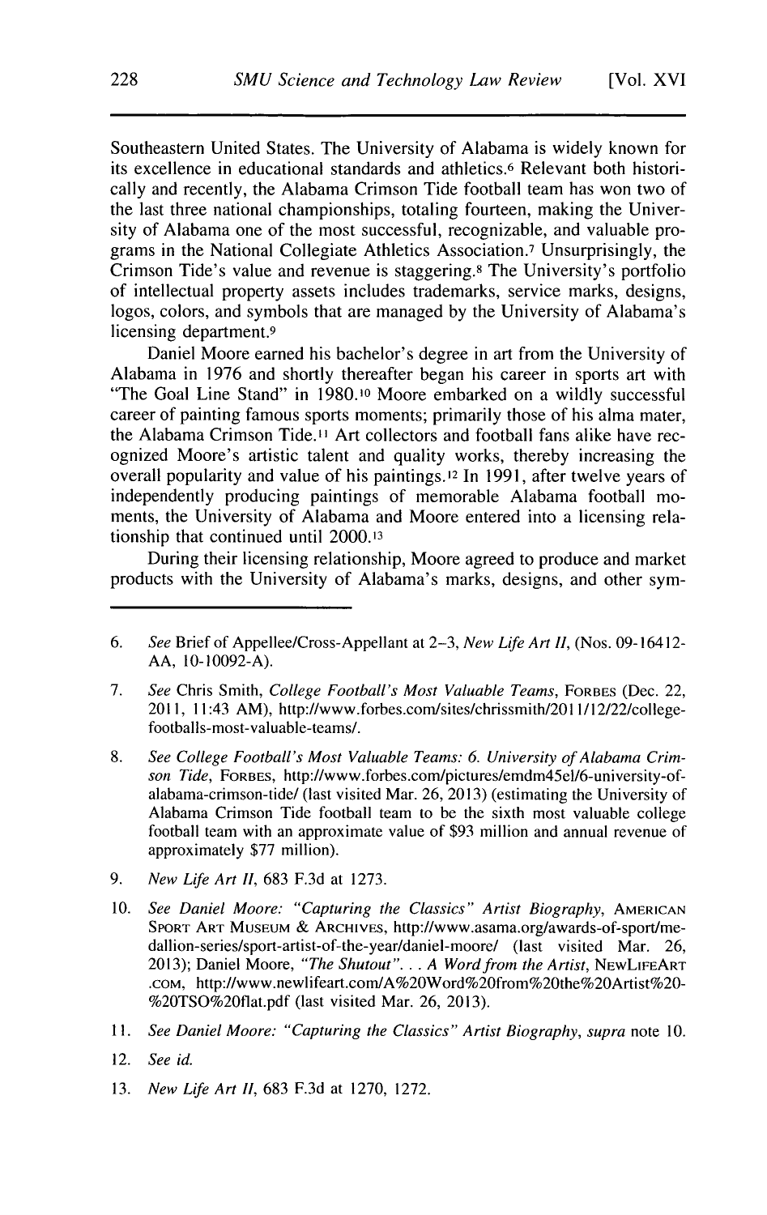Southeastern United States. The University of Alabama is widely known for its excellence in educational standards and athletics.[6] Relevant both historically and recently, the Alabama Crimson Tide football team has won two of the last three national championships, totaling fourteen, making the University of Alabama one of the most successful, recognizable, and valuable programs in the National Collegiate Athletics Association.[7] Unsurprisingly, the Crimson Tide's value and revenue is staggering.[8] The University's portfolio of intellectual property assets includes trademarks, service marks, designs, logos, colors, and symbols that are managed by the University of Alabama's licensing department.[9]

Daniel Moore earned his bachelor's degree in art from the University of Alabama in 1976 and shortly thereafter began his career in sports art with "The Goal Line Stand" in 1980.[10] Moore embarked on a wildly successful career of painting famous sports moments; primarily those of his alma mater, the Alabama Crimson Tide.[11] Art collectors and football fans alike have recognized Moore's artistic talent and quality works, thereby increasing the overall popularity and value of his paintings.[12] In 1991, after twelve years of independently producing paintings of memorable Alabama football moments, the University of Alabama and Moore entered into a licensing relationship that continued until 2000.[13]

During their licensing relationship, Moore agreed to produce and market products with the University of Alabama's marks, designs, and other sym-

---

6. *See* Brief of Appellee/Cross-Appellant at 2–3, *New Life Art II*, (Nos. 09-16412-AA, 10-10092-A).

7. *See* Chris Smith, *College Football's Most Valuable Teams*, FORBES (Dec. 22, 2011, 11:43 AM), http://www.forbes.com/sites/chrissmith/2011/12/22/college-footballs-most-valuable-teams/.

8. *See College Football's Most Valuable Teams: 6. University of Alabama Crimson Tide*, FORBES, http://www.forbes.com/pictures/emdm45el/6-university-of-alabama-crimson-tide/ (last visited Mar. 26, 2013) (estimating the University of Alabama Crimson Tide football team to be the sixth most valuable college football team with an approximate value of $93 million and annual revenue of approximately $77 million).

9. *New Life Art II*, 683 F.3d at 1273.

10. *See Daniel Moore: "Capturing the Classics" Artist Biography*, AMERICAN SPORT ART MUSEUM & ARCHIVES, http://www.asama.org/awards-of-sport/medallion-series/sport-artist-of-the-year/daniel-moore/ (last visited Mar. 26, 2013); Daniel Moore, *"The Shutout". . . A Word from the Artist*, NEWLIFEART.COM, http://www.newlifeart.com/A%20Word%20from%20the%20Artist%20-%20TSO%20flat.pdf (last visited Mar. 26, 2013).

11. *See Daniel Moore: "Capturing the Classics" Artist Biography*, *supra* note 10.

12. *See id.*

13. *New Life Art II*, 683 F.3d at 1270, 1272.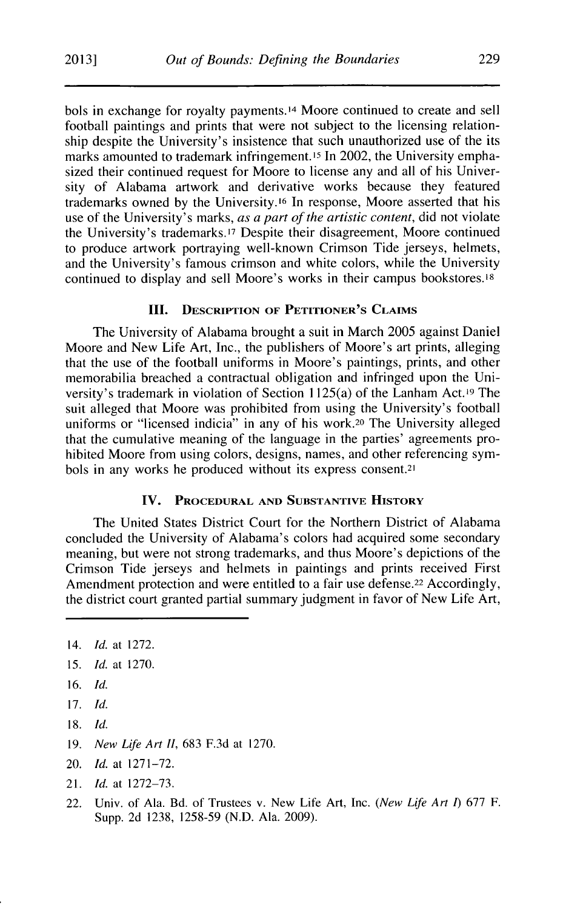bols in exchange for royalty payments.[14] Moore continued to create and sell football paintings and prints that were not subject to the licensing relationship despite the University's insistence that such unauthorized use of the its marks amounted to trademark infringement.[15] In 2002, the University emphasized their continued request for Moore to license any and all of his University of Alabama artwork and derivative works because they featured trademarks owned by the University.[16] In response, Moore asserted that his use of the University's marks, *as a part of the artistic content*, did not violate the University's trademarks.[17] Despite their disagreement, Moore continued to produce artwork portraying well-known Crimson Tide jerseys, helmets, and the University's famous crimson and white colors, while the University continued to display and sell Moore's works in their campus bookstores.[18]

### III. Description of Petitioner's Claims

The University of Alabama brought a suit in March 2005 against Daniel Moore and New Life Art, Inc., the publishers of Moore's art prints, alleging that the use of the football uniforms in Moore's paintings, prints, and other memorabilia breached a contractual obligation and infringed upon the University's trademark in violation of Section 1125(a) of the Lanham Act.[19] The suit alleged that Moore was prohibited from using the University's football uniforms or "licensed indicia" in any of his work.[20] The University alleged that the cumulative meaning of the language in the parties' agreements prohibited Moore from using colors, designs, names, and other referencing symbols in any works he produced without its express consent.[21]

### IV. Procedural and Substantive History

The United States District Court for the Northern District of Alabama concluded the University of Alabama's colors had acquired some secondary meaning, but were not strong trademarks, and thus Moore's depictions of the Crimson Tide jerseys and helmets in paintings and prints received First Amendment protection and were entitled to a fair use defense.[22] Accordingly, the district court granted partial summary judgment in favor of New Life Art,

---

14. *Id.* at 1272.
15. *Id.* at 1270.
16. *Id.*
17. *Id.*
18. *Id.*
19. *New Life Art II*, 683 F.3d at 1270.
20. *Id.* at 1271–72.
21. *Id.* at 1272–73.
22. Univ. of Ala. Bd. of Trustees v. New Life Art, Inc. (*New Life Art I*) 677 F. Supp. 2d 1238, 1258-59 (N.D. Ala. 2009).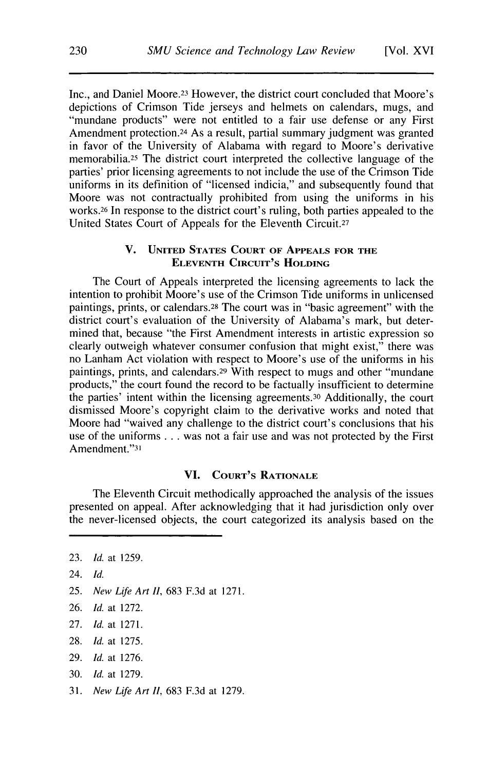Inc., and Daniel Moore.[23] However, the district court concluded that Moore's depictions of Crimson Tide jerseys and helmets on calendars, mugs, and "mundane products" were not entitled to a fair use defense or any First Amendment protection.[24] As a result, partial summary judgment was granted in favor of the University of Alabama with regard to Moore's derivative memorabilia.[25] The district court interpreted the collective language of the parties' prior licensing agreements to not include the use of the Crimson Tide uniforms in its definition of "licensed indicia," and subsequently found that Moore was not contractually prohibited from using the uniforms in his works.[26] In response to the district court's ruling, both parties appealed to the United States Court of Appeals for the Eleventh Circuit.[27]

## V. United States Court of Appeals for the Eleventh Circuit's Holding

The Court of Appeals interpreted the licensing agreements to lack the intention to prohibit Moore's use of the Crimson Tide uniforms in unlicensed paintings, prints, or calendars.[28] The court was in "basic agreement" with the district court's evaluation of the University of Alabama's mark, but determined that, because "the First Amendment interests in artistic expression so clearly outweigh whatever consumer confusion that might exist," there was no Lanham Act violation with respect to Moore's use of the uniforms in his paintings, prints, and calendars.[29] With respect to mugs and other "mundane products," the court found the record to be factually insufficient to determine the parties' intent within the licensing agreements.[30] Additionally, the court dismissed Moore's copyright claim to the derivative works and noted that Moore had "waived any challenge to the district court's conclusions that his use of the uniforms . . . was not a fair use and was not protected by the First Amendment."[31]

## VI. Court's Rationale

The Eleventh Circuit methodically approached the analysis of the issues presented on appeal. After acknowledging that it had jurisdiction only over the never-licensed objects, the court categorized its analysis based on the

---

23. *Id.* at 1259.
24. *Id.*
25. *New Life Art II*, 683 F.3d at 1271.
26. *Id.* at 1272.
27. *Id.* at 1271.
28. *Id.* at 1275.
29. *Id.* at 1276.
30. *Id.* at 1279.
31. *New Life Art II*, 683 F.3d at 1279.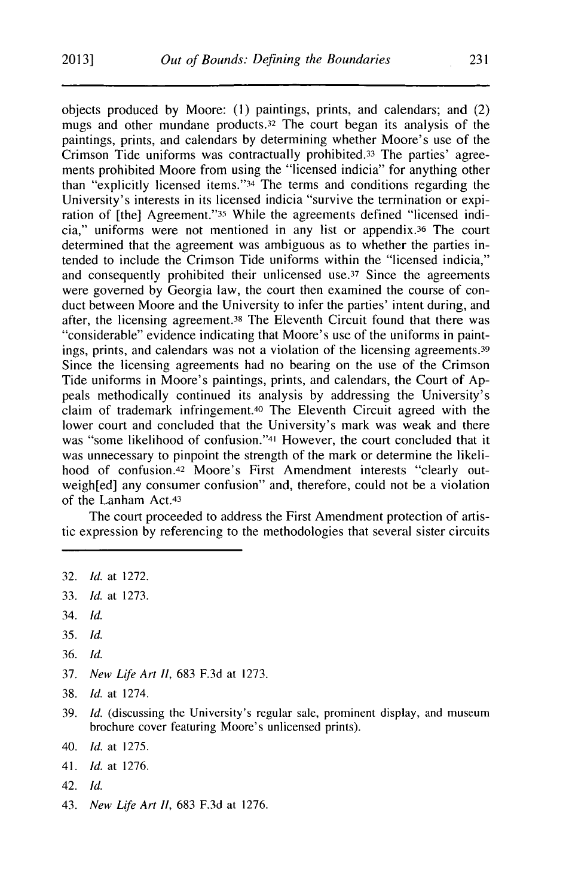objects produced by Moore: (1) paintings, prints, and calendars; and (2) mugs and other mundane products.[32] The court began its analysis of the paintings, prints, and calendars by determining whether Moore's use of the Crimson Tide uniforms was contractually prohibited.[33] The parties' agreements prohibited Moore from using the "licensed indicia" for anything other than "explicitly licensed items."[34] The terms and conditions regarding the University's interests in its licensed indicia "survive the termination or expiration of [the] Agreement."[35] While the agreements defined "licensed indicia," uniforms were not mentioned in any list or appendix.[36] The court determined that the agreement was ambiguous as to whether the parties intended to include the Crimson Tide uniforms within the "licensed indicia," and consequently prohibited their unlicensed use.[37] Since the agreements were governed by Georgia law, the court then examined the course of conduct between Moore and the University to infer the parties' intent during, and after, the licensing agreement.[38] The Eleventh Circuit found that there was "considerable" evidence indicating that Moore's use of the uniforms in paintings, prints, and calendars was not a violation of the licensing agreements.[39] Since the licensing agreements had no bearing on the use of the Crimson Tide uniforms in Moore's paintings, prints, and calendars, the Court of Appeals methodically continued its analysis by addressing the University's claim of trademark infringement.[40] The Eleventh Circuit agreed with the lower court and concluded that the University's mark was weak and there was "some likelihood of confusion."[41] However, the court concluded that it was unnecessary to pinpoint the strength of the mark or determine the likelihood of confusion.[42] Moore's First Amendment interests "clearly outweigh[ed] any consumer confusion" and, therefore, could not be a violation of the Lanham Act.[43]

The court proceeded to address the First Amendment protection of artistic expression by referencing to the methodologies that several sister circuits

---

32. *Id.* at 1272.
33. *Id.* at 1273.
34. *Id.*
35. *Id.*
36. *Id.*
37. *New Life Art II*, 683 F.3d at 1273.
38. *Id.* at 1274.
39. *Id.* (discussing the University's regular sale, prominent display, and museum brochure cover featuring Moore's unlicensed prints).
40. *Id.* at 1275.
41. *Id.* at 1276.
42. *Id.*
43. *New Life Art II*, 683 F.3d at 1276.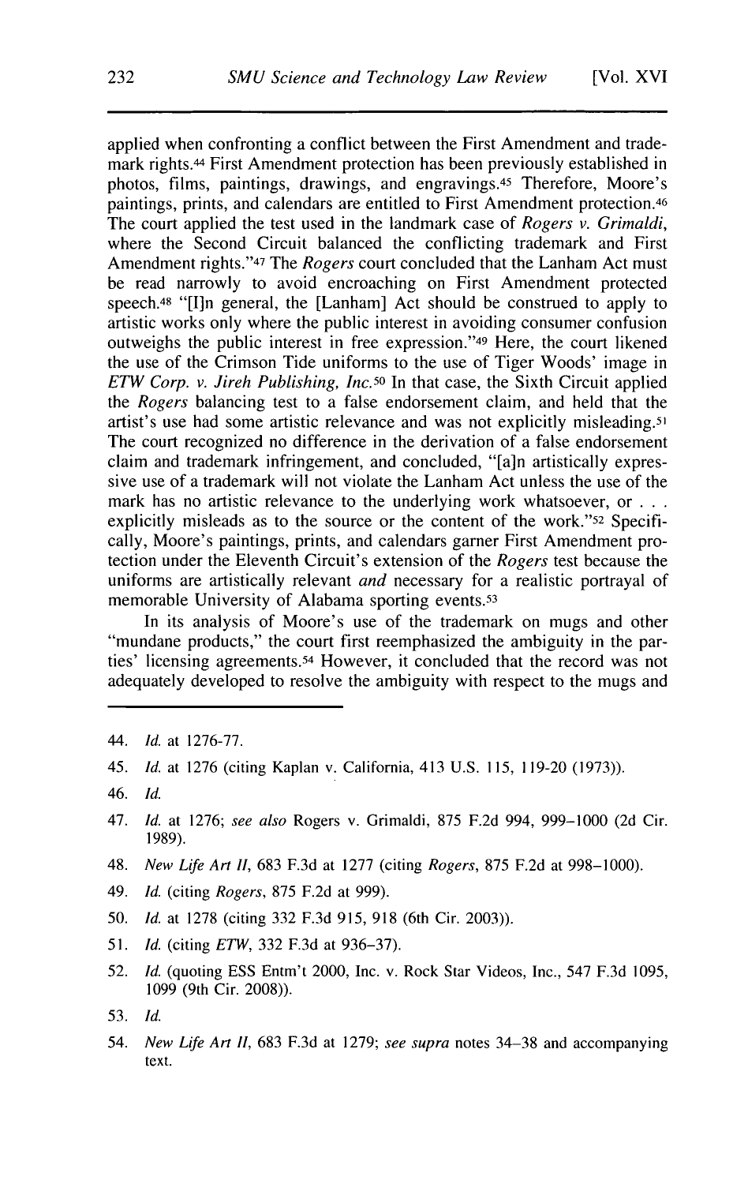applied when confronting a conflict between the First Amendment and trademark rights.[44] First Amendment protection has been previously established in photos, films, paintings, drawings, and engravings.[45] Therefore, Moore's paintings, prints, and calendars are entitled to First Amendment protection.[46] The court applied the test used in the landmark case of *Rogers v. Grimaldi*, where the Second Circuit balanced the conflicting trademark and First Amendment rights."[47] The *Rogers* court concluded that the Lanham Act must be read narrowly to avoid encroaching on First Amendment protected speech.[48] "[I]n general, the [Lanham] Act should be construed to apply to artistic works only where the public interest in avoiding consumer confusion outweighs the public interest in free expression."[49] Here, the court likened the use of the Crimson Tide uniforms to the use of Tiger Woods' image in *ETW Corp. v. Jireh Publishing, Inc.*[50] In that case, the Sixth Circuit applied the *Rogers* balancing test to a false endorsement claim, and held that the artist's use had some artistic relevance and was not explicitly misleading.[51] The court recognized no difference in the derivation of a false endorsement claim and trademark infringement, and concluded, "[a]n artistically expressive use of a trademark will not violate the Lanham Act unless the use of the mark has no artistic relevance to the underlying work whatsoever, or . . . explicitly misleads as to the source or the content of the work."[52] Specifically, Moore's paintings, prints, and calendars garner First Amendment protection under the Eleventh Circuit's extension of the *Rogers* test because the uniforms are artistically relevant *and* necessary for a realistic portrayal of memorable University of Alabama sporting events.[53]

In its analysis of Moore's use of the trademark on mugs and other "mundane products," the court first reemphasized the ambiguity in the parties' licensing agreements.[54] However, it concluded that the record was not adequately developed to resolve the ambiguity with respect to the mugs and

---

44. *Id.* at 1276-77.

45. *Id.* at 1276 (citing Kaplan v. California, 413 U.S. 115, 119-20 (1973)).

46. *Id.*

47. *Id.* at 1276; *see also* Rogers v. Grimaldi, 875 F.2d 994, 999–1000 (2d Cir. 1989).

48. *New Life Art II*, 683 F.3d at 1277 (citing *Rogers*, 875 F.2d at 998–1000).

49. *Id.* (citing *Rogers*, 875 F.2d at 999).

50. *Id.* at 1278 (citing 332 F.3d 915, 918 (6th Cir. 2003)).

51. *Id.* (citing *ETW*, 332 F.3d at 936–37).

52. *Id.* (quoting ESS Entm't 2000, Inc. v. Rock Star Videos, Inc., 547 F.3d 1095, 1099 (9th Cir. 2008)).

53. *Id.*

54. *New Life Art II*, 683 F.3d at 1279; *see supra* notes 34–38 and accompanying text.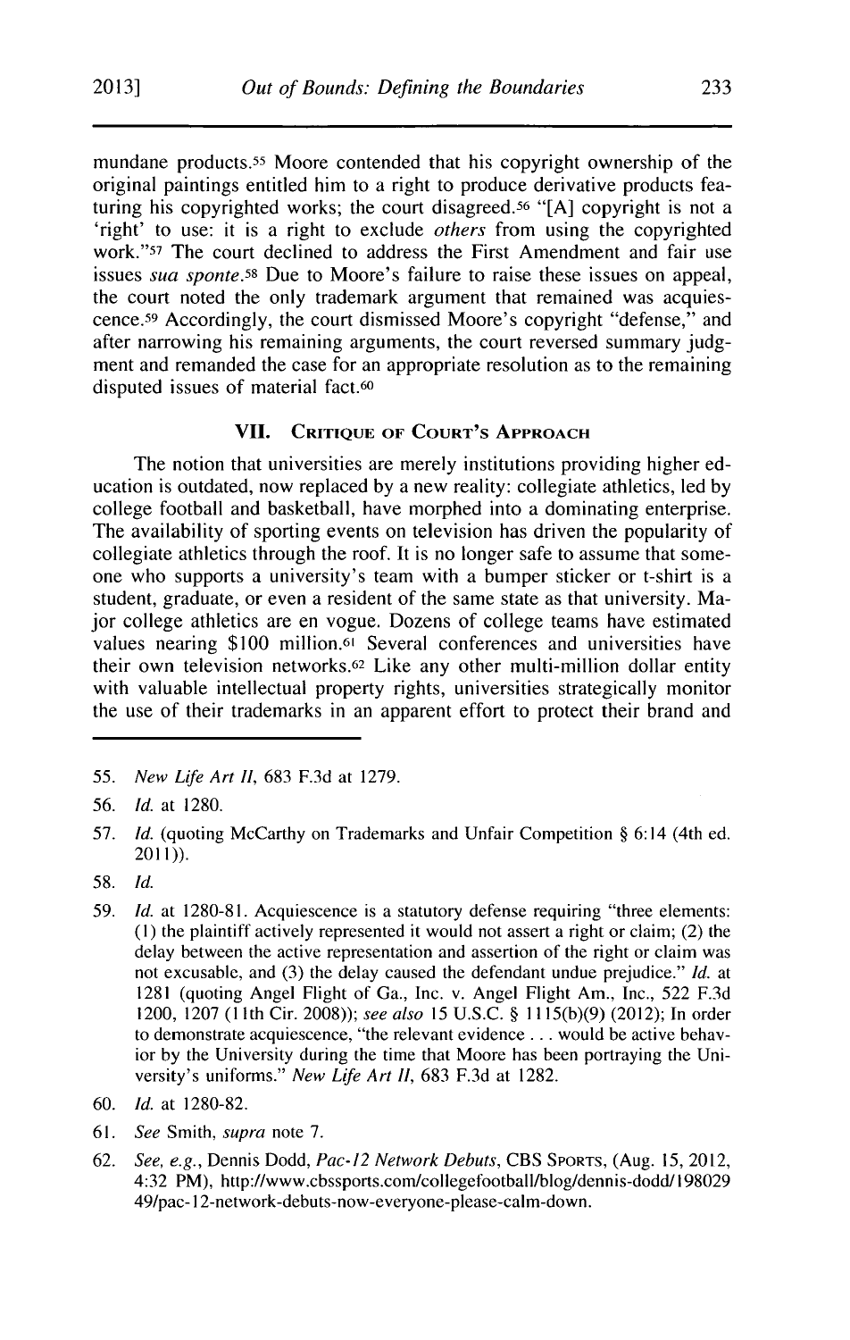mundane products.[55] Moore contended that his copyright ownership of the original paintings entitled him to a right to produce derivative products featuring his copyrighted works; the court disagreed.[56] "[A] copyright is not a 'right' to use: it is a right to exclude *others* from using the copyrighted work."[57] The court declined to address the First Amendment and fair use issues *sua sponte*.[58] Due to Moore's failure to raise these issues on appeal, the court noted the only trademark argument that remained was acquiescence.[59] Accordingly, the court dismissed Moore's copyright "defense," and after narrowing his remaining arguments, the court reversed summary judgment and remanded the case for an appropriate resolution as to the remaining disputed issues of material fact.[60]

## VII. Critique of Court's Approach

The notion that universities are merely institutions providing higher education is outdated, now replaced by a new reality: collegiate athletics, led by college football and basketball, have morphed into a dominating enterprise. The availability of sporting events on television has driven the popularity of collegiate athletics through the roof. It is no longer safe to assume that someone who supports a university's team with a bumper sticker or t-shirt is a student, graduate, or even a resident of the same state as that university. Major college athletics are en vogue. Dozens of college teams have estimated values nearing $100 million.[61] Several conferences and universities have their own television networks.[62] Like any other multi-million dollar entity with valuable intellectual property rights, universities strategically monitor the use of their trademarks in an apparent effort to protect their brand and

---

55. *New Life Art II*, 683 F.3d at 1279.

56. *Id.* at 1280.

57. *Id.* (quoting McCarthy on Trademarks and Unfair Competition § 6:14 (4th ed. 2011)).

58. *Id.*

59. *Id.* at 1280-81. Acquiescence is a statutory defense requiring "three elements: (1) the plaintiff actively represented it would not assert a right or claim; (2) the delay between the active representation and assertion of the right or claim was not excusable, and (3) the delay caused the defendant undue prejudice." *Id.* at 1281 (quoting Angel Flight of Ga., Inc. v. Angel Flight Am., Inc., 522 F.3d 1200, 1207 (11th Cir. 2008)); *see also* 15 U.S.C. § 1115(b)(9) (2012); In order to demonstrate acquiescence, "the relevant evidence . . . would be active behavior by the University during the time that Moore has been portraying the University's uniforms." *New Life Art II*, 683 F.3d at 1282.

60. *Id.* at 1280-82.

61. *See* Smith, *supra* note 7.

62. *See, e.g.*, Dennis Dodd, *Pac-12 Network Debuts*, CBS Sports, (Aug. 15, 2012, 4:32 PM), http://www.cbssports.com/collegefootball/blog/dennis-dodd/19802949/pac-12-network-debuts-now-everyone-please-calm-down.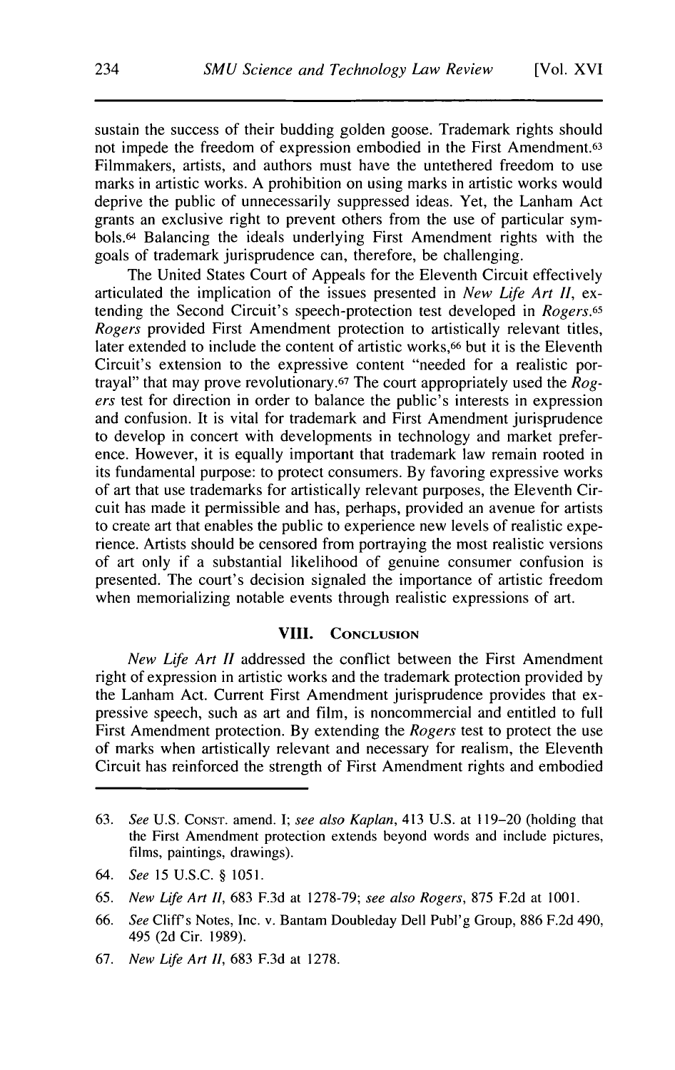sustain the success of their budding golden goose. Trademark rights should not impede the freedom of expression embodied in the First Amendment.[63] Filmmakers, artists, and authors must have the untethered freedom to use marks in artistic works. A prohibition on using marks in artistic works would deprive the public of unnecessarily suppressed ideas. Yet, the Lanham Act grants an exclusive right to prevent others from the use of particular symbols.[64] Balancing the ideals underlying First Amendment rights with the goals of trademark jurisprudence can, therefore, be challenging.

The United States Court of Appeals for the Eleventh Circuit effectively articulated the implication of the issues presented in *New Life Art II*, extending the Second Circuit's speech-protection test developed in *Rogers*.[65] *Rogers* provided First Amendment protection to artistically relevant titles, later extended to include the content of artistic works,[66] but it is the Eleventh Circuit's extension to the expressive content "needed for a realistic portrayal" that may prove revolutionary.[67] The court appropriately used the *Rogers* test for direction in order to balance the public's interests in expression and confusion. It is vital for trademark and First Amendment jurisprudence to develop in concert with developments in technology and market preference. However, it is equally important that trademark law remain rooted in its fundamental purpose: to protect consumers. By favoring expressive works of art that use trademarks for artistically relevant purposes, the Eleventh Circuit has made it permissible and has, perhaps, provided an avenue for artists to create art that enables the public to experience new levels of realistic experience. Artists should be censored from portraying the most realistic versions of art only if a substantial likelihood of genuine consumer confusion is presented. The court's decision signaled the importance of artistic freedom when memorializing notable events through realistic expressions of art.

## VIII. Conclusion

*New Life Art II* addressed the conflict between the First Amendment right of expression in artistic works and the trademark protection provided by the Lanham Act. Current First Amendment jurisprudence provides that expressive speech, such as art and film, is noncommercial and entitled to full First Amendment protection. By extending the *Rogers* test to protect the use of marks when artistically relevant and necessary for realism, the Eleventh Circuit has reinforced the strength of First Amendment rights and embodied

---

63. *See* U.S. Const. amend. I; *see also Kaplan*, 413 U.S. at 119–20 (holding that the First Amendment protection extends beyond words and include pictures, films, paintings, drawings).

64. *See* 15 U.S.C. § 1051.

65. *New Life Art II*, 683 F.3d at 1278-79; *see also Rogers*, 875 F.2d at 1001.

66. *See* Cliff's Notes, Inc. v. Bantam Doubleday Dell Publ'g Group, 886 F.2d 490, 495 (2d Cir. 1989).

67. *New Life Art II*, 683 F.3d at 1278.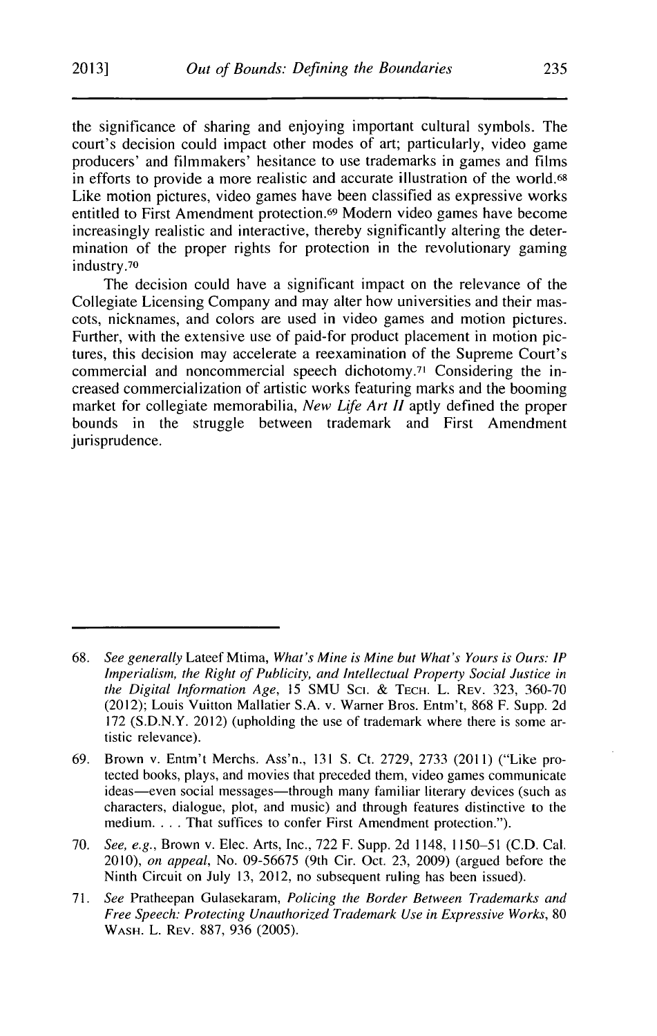the significance of sharing and enjoying important cultural symbols. The court's decision could impact other modes of art; particularly, video game producers' and filmmakers' hesitance to use trademarks in games and films in efforts to provide a more realistic and accurate illustration of the world.[68] Like motion pictures, video games have been classified as expressive works entitled to First Amendment protection.[69] Modern video games have become increasingly realistic and interactive, thereby significantly altering the determination of the proper rights for protection in the revolutionary gaming industry.[70]

The decision could have a significant impact on the relevance of the Collegiate Licensing Company and may alter how universities and their mascots, nicknames, and colors are used in video games and motion pictures. Further, with the extensive use of paid-for product placement in motion pictures, this decision may accelerate a reexamination of the Supreme Court's commercial and noncommercial speech dichotomy.[71] Considering the increased commercialization of artistic works featuring marks and the booming market for collegiate memorabilia, *New Life Art II* aptly defined the proper bounds in the struggle between trademark and First Amendment jurisprudence.

---

68. *See generally* Lateef Mtima, *What's Mine is Mine but What's Yours is Ours: IP Imperialism, the Right of Publicity, and Intellectual Property Social Justice in the Digital Information Age*, 15 SMU SCI. & TECH. L. REV. 323, 360-70 (2012); Louis Vuitton Mallatier S.A. v. Warner Bros. Entm't, 868 F. Supp. 2d 172 (S.D.N.Y. 2012) (upholding the use of trademark where there is some artistic relevance).

69. Brown v. Entm't Merchs. Ass'n., 131 S. Ct. 2729, 2733 (2011) ("Like protected books, plays, and movies that preceded them, video games communicate ideas—even social messages—through many familiar literary devices (such as characters, dialogue, plot, and music) and through features distinctive to the medium. . . . That suffices to confer First Amendment protection.").

70. *See, e.g.*, Brown v. Elec. Arts, Inc., 722 F. Supp. 2d 1148, 1150–51 (C.D. Cal. 2010), *on appeal*, No. 09-56675 (9th Cir. Oct. 23, 2009) (argued before the Ninth Circuit on July 13, 2012, no subsequent ruling has been issued).

71. *See* Pratheepan Gulasekaram, *Policing the Border Between Trademarks and Free Speech: Protecting Unauthorized Trademark Use in Expressive Works*, 80 WASH. L. REV. 887, 936 (2005).